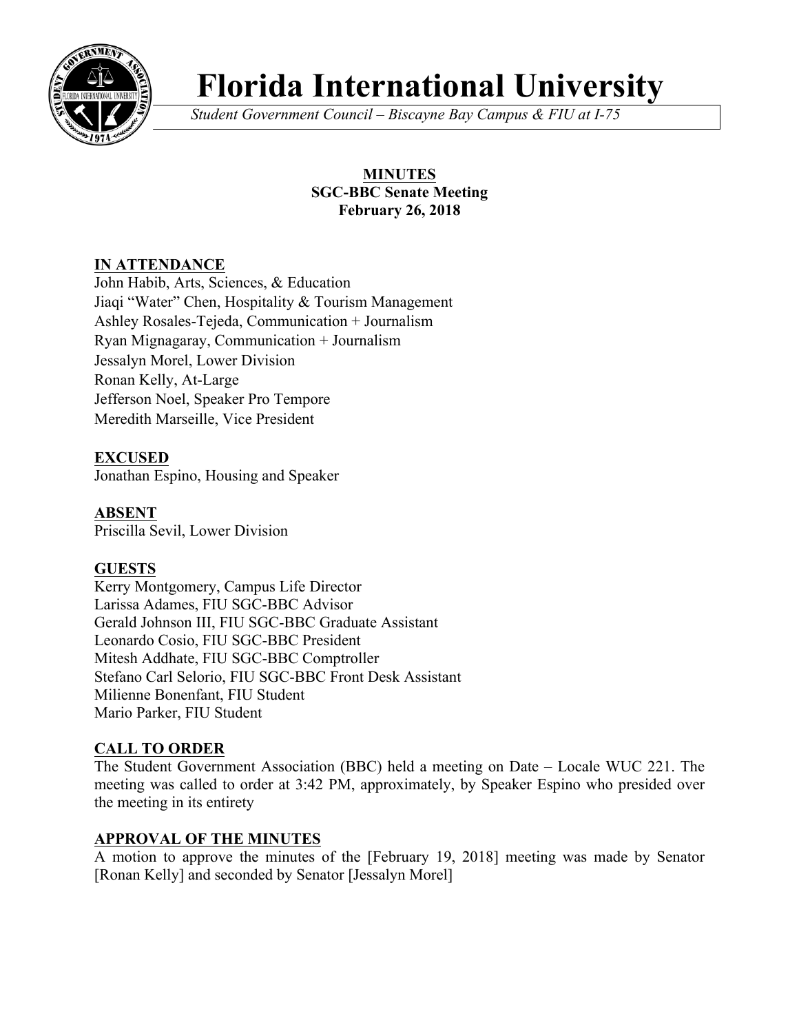# Florida International University

*Student Government Council – Biscayne Bay Campus & FIU at I-75*

**MINUTES**
**SGC-BBC Senate Meeting**
**February 26, 2018**

## IN ATTENDANCE

John Habib, Arts, Sciences, & Education
Jiaqi "Water" Chen, Hospitality & Tourism Management
Ashley Rosales-Tejeda, Communication + Journalism
Ryan Mignagaray, Communication + Journalism
Jessalyn Morel, Lower Division
Ronan Kelly, At-Large
Jefferson Noel, Speaker Pro Tempore
Meredith Marseille, Vice President

## EXCUSED

Jonathan Espino, Housing and Speaker

## ABSENT

Priscilla Sevil, Lower Division

## GUESTS

Kerry Montgomery, Campus Life Director
Larissa Adames, FIU SGC-BBC Advisor
Gerald Johnson III, FIU SGC-BBC Graduate Assistant
Leonardo Cosio, FIU SGC-BBC President
Mitesh Addhate, FIU SGC-BBC Comptroller
Stefano Carl Selorio, FIU SGC-BBC Front Desk Assistant
Milienne Bonenfant, FIU Student
Mario Parker, FIU Student

## CALL TO ORDER

The Student Government Association (BBC) held a meeting on Date – Locale WUC 221. The meeting was called to order at 3:42 PM, approximately, by Speaker Espino who presided over the meeting in its entirety

## APPROVAL OF THE MINUTES

A motion to approve the minutes of the [February 19, 2018] meeting was made by Senator [Ronan Kelly] and seconded by Senator [Jessalyn Morel]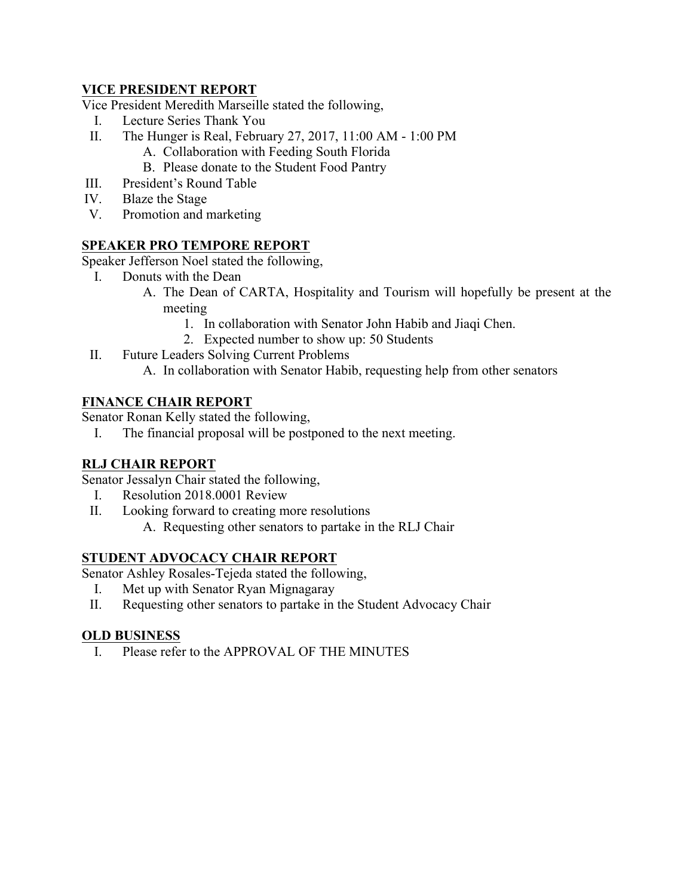## VICE PRESIDENT REPORT

Vice President Meredith Marseille stated the following,

I. Lecture Series Thank You
II. The Hunger is Real, February 27, 2017, 11:00 AM - 1:00 PM
   A. Collaboration with Feeding South Florida
   B. Please donate to the Student Food Pantry
III. President's Round Table
IV. Blaze the Stage
V. Promotion and marketing

## SPEAKER PRO TEMPORE REPORT

Speaker Jefferson Noel stated the following,

I. Donuts with the Dean
   A. The Dean of CARTA, Hospitality and Tourism will hopefully be present at the meeting
      1. In collaboration with Senator John Habib and Jiaqi Chen.
      2. Expected number to show up: 50 Students
II. Future Leaders Solving Current Problems
   A. In collaboration with Senator Habib, requesting help from other senators

## FINANCE CHAIR REPORT

Senator Ronan Kelly stated the following,

I. The financial proposal will be postponed to the next meeting.

## RLJ CHAIR REPORT

Senator Jessalyn Chair stated the following,

I. Resolution 2018.0001 Review
II. Looking forward to creating more resolutions
   A. Requesting other senators to partake in the RLJ Chair

## STUDENT ADVOCACY CHAIR REPORT

Senator Ashley Rosales-Tejeda stated the following,

I. Met up with Senator Ryan Mignagaray
II. Requesting other senators to partake in the Student Advocacy Chair

## OLD BUSINESS

I. Please refer to the APPROVAL OF THE MINUTES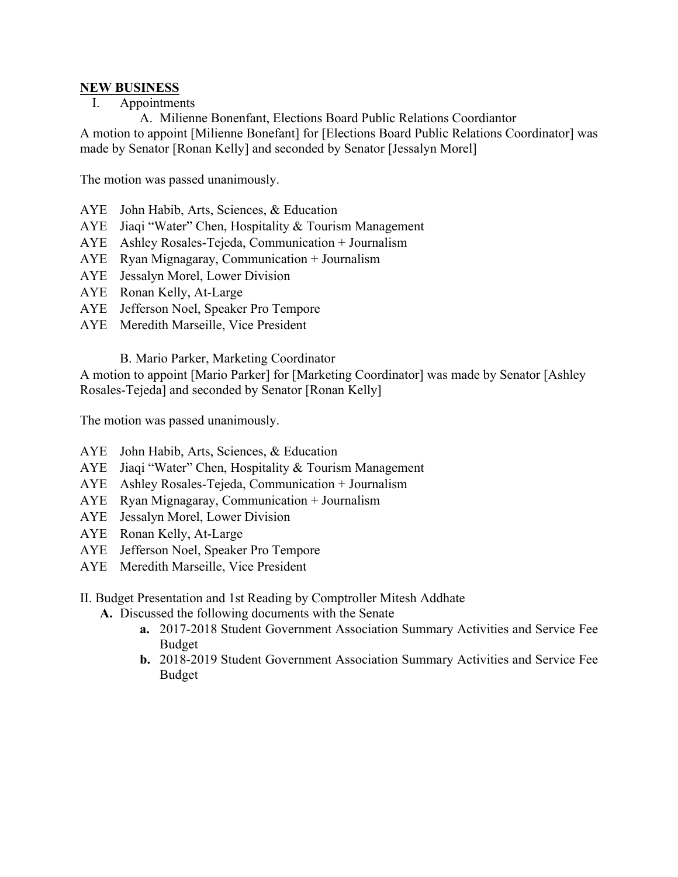**NEW BUSINESS**

I. Appointments

A. Milienne Bonenfant, Elections Board Public Relations Coordiantor

A motion to appoint [Milienne Bonefant] for [Elections Board Public Relations Coordinator] was made by Senator [Ronan Kelly] and seconded by Senator [Jessalyn Morel]

The motion was passed unanimously.

AYE John Habib, Arts, Sciences, & Education
AYE Jiaqi "Water" Chen, Hospitality & Tourism Management
AYE Ashley Rosales-Tejeda, Communication + Journalism
AYE Ryan Mignagaray, Communication + Journalism
AYE Jessalyn Morel, Lower Division
AYE Ronan Kelly, At-Large
AYE Jefferson Noel, Speaker Pro Tempore
AYE Meredith Marseille, Vice President

B. Mario Parker, Marketing Coordinator

A motion to appoint [Mario Parker] for [Marketing Coordinator] was made by Senator [Ashley Rosales-Tejeda] and seconded by Senator [Ronan Kelly]

The motion was passed unanimously.

AYE John Habib, Arts, Sciences, & Education
AYE Jiaqi "Water" Chen, Hospitality & Tourism Management
AYE Ashley Rosales-Tejeda, Communication + Journalism
AYE Ryan Mignagaray, Communication + Journalism
AYE Jessalyn Morel, Lower Division
AYE Ronan Kelly, At-Large
AYE Jefferson Noel, Speaker Pro Tempore
AYE Meredith Marseille, Vice President

II. Budget Presentation and 1st Reading by Comptroller Mitesh Addhate

- **A.** Discussed the following documents with the Senate
  - **a.** 2017-2018 Student Government Association Summary Activities and Service Fee Budget
  - **b.** 2018-2019 Student Government Association Summary Activities and Service Fee Budget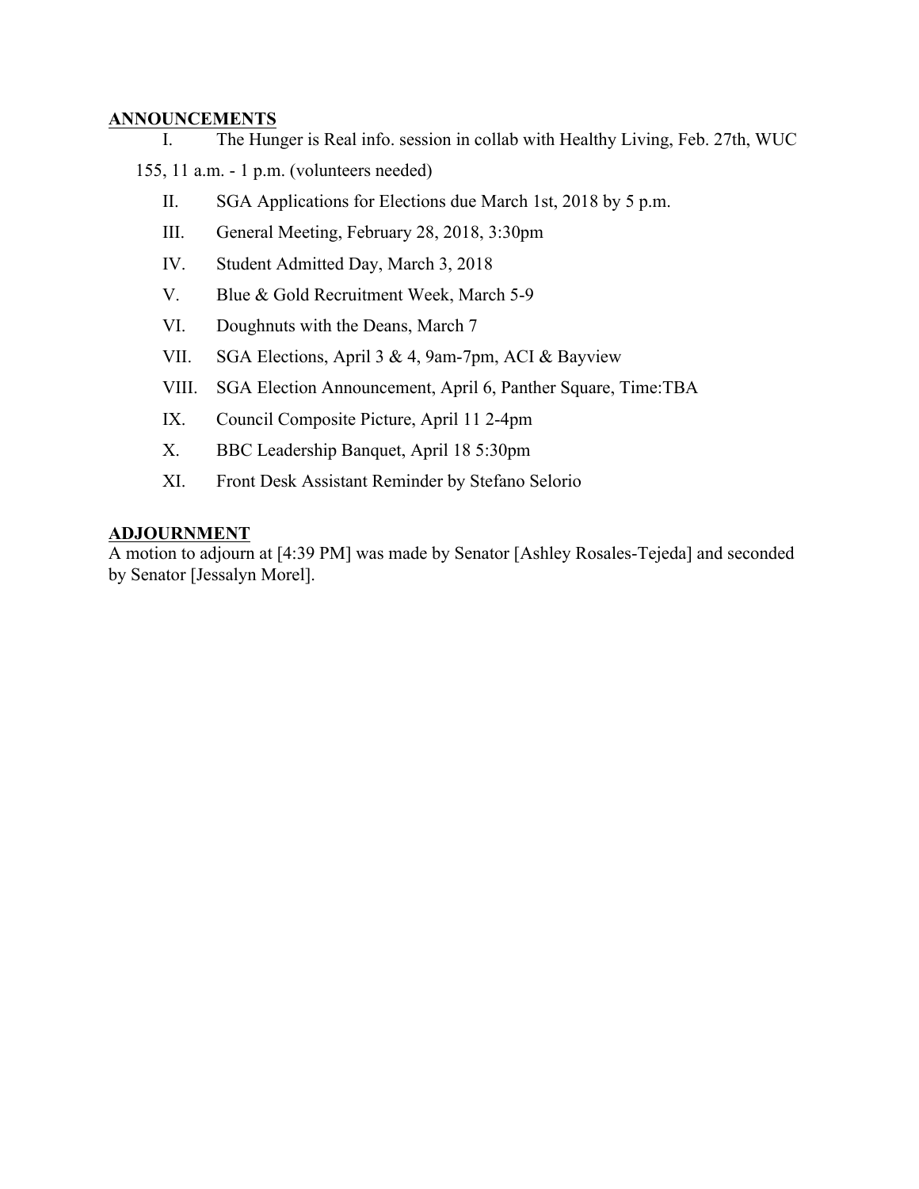**ANNOUNCEMENTS**

I. The Hunger is Real info. session in collab with Healthy Living, Feb. 27th, WUC 155, 11 a.m. - 1 p.m. (volunteers needed)

II. SGA Applications for Elections due March 1st, 2018 by 5 p.m.

III. General Meeting, February 28, 2018, 3:30pm

IV. Student Admitted Day, March 3, 2018

V. Blue & Gold Recruitment Week, March 5-9

VI. Doughnuts with the Deans, March 7

VII. SGA Elections, April 3 & 4, 9am-7pm, ACI & Bayview

VIII. SGA Election Announcement, April 6, Panther Square, Time:TBA

IX. Council Composite Picture, April 11 2-4pm

X. BBC Leadership Banquet, April 18 5:30pm

XI. Front Desk Assistant Reminder by Stefano Selorio

**ADJOURNMENT**

A motion to adjourn at [4:39 PM] was made by Senator [Ashley Rosales-Tejeda] and seconded by Senator [Jessalyn Morel].